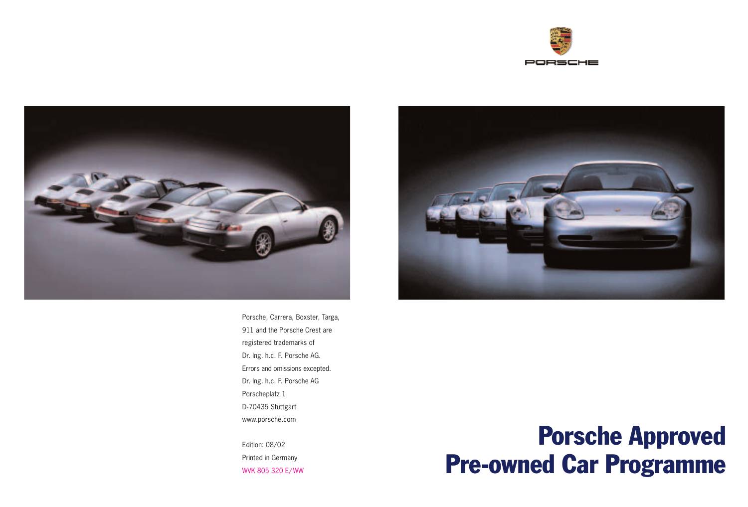# Porsche Approved Pre-owned Car Programme

Porsche, Carrera, Boxster, Targa, 911 and the Porsche Crest are registered trademarks of Dr. Ing. h.c. F. Porsche AG.
Errors and omissions excepted.
Dr. Ing. h.c. F. Porsche AG
Porscheplatz 1
D-70435 Stuttgart
www.porsche.com

Edition: 08/02
Printed in Germany
WVK 805 320 E/WW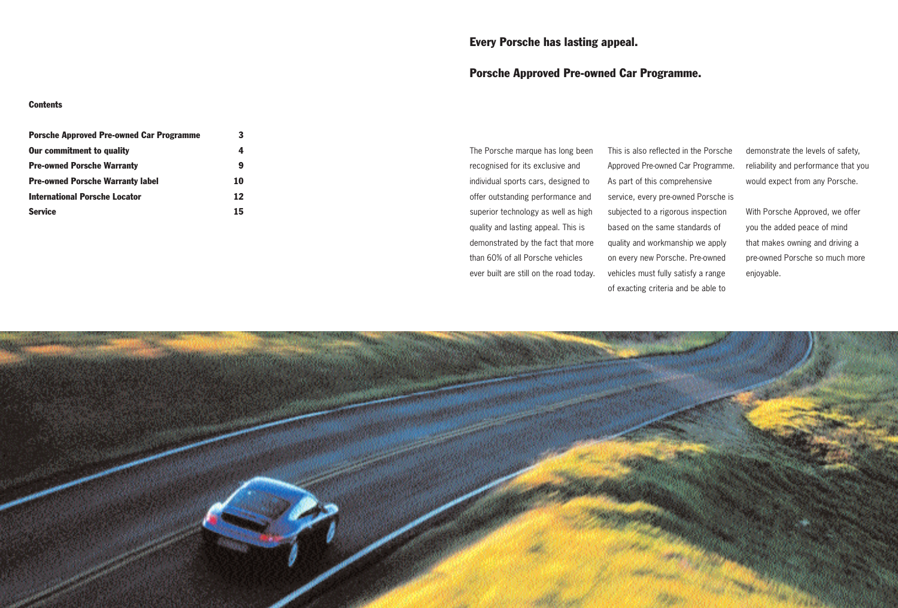**Contents**

| | |
|---|---|
| **Porsche Approved Pre-owned Car Programme** | **3** |
| **Our commitment to quality** | **4** |
| **Pre-owned Porsche Warranty** | **9** |
| **Pre-owned Porsche Warranty label** | **10** |
| **International Porsche Locator** | **12** |
| **Service** | **15** |

## Every Porsche has lasting appeal.

## Porsche Approved Pre-owned Car Programme.

The Porsche marque has long been recognised for its exclusive and individual sports cars, designed to offer outstanding performance and superior technology as well as high quality and lasting appeal. This is demonstrated by the fact that more than 60% of all Porsche vehicles ever built are still on the road today.

This is also reflected in the Porsche Approved Pre-owned Car Programme. As part of this comprehensive service, every pre-owned Porsche is subjected to a rigorous inspection based on the same standards of quality and workmanship we apply on every new Porsche. Pre-owned vehicles must fully satisfy a range of exacting criteria and be able to demonstrate the levels of safety, reliability and performance that you would expect from any Porsche.

With Porsche Approved, we offer you the added peace of mind that makes owning and driving a pre-owned Porsche so much more enjoyable.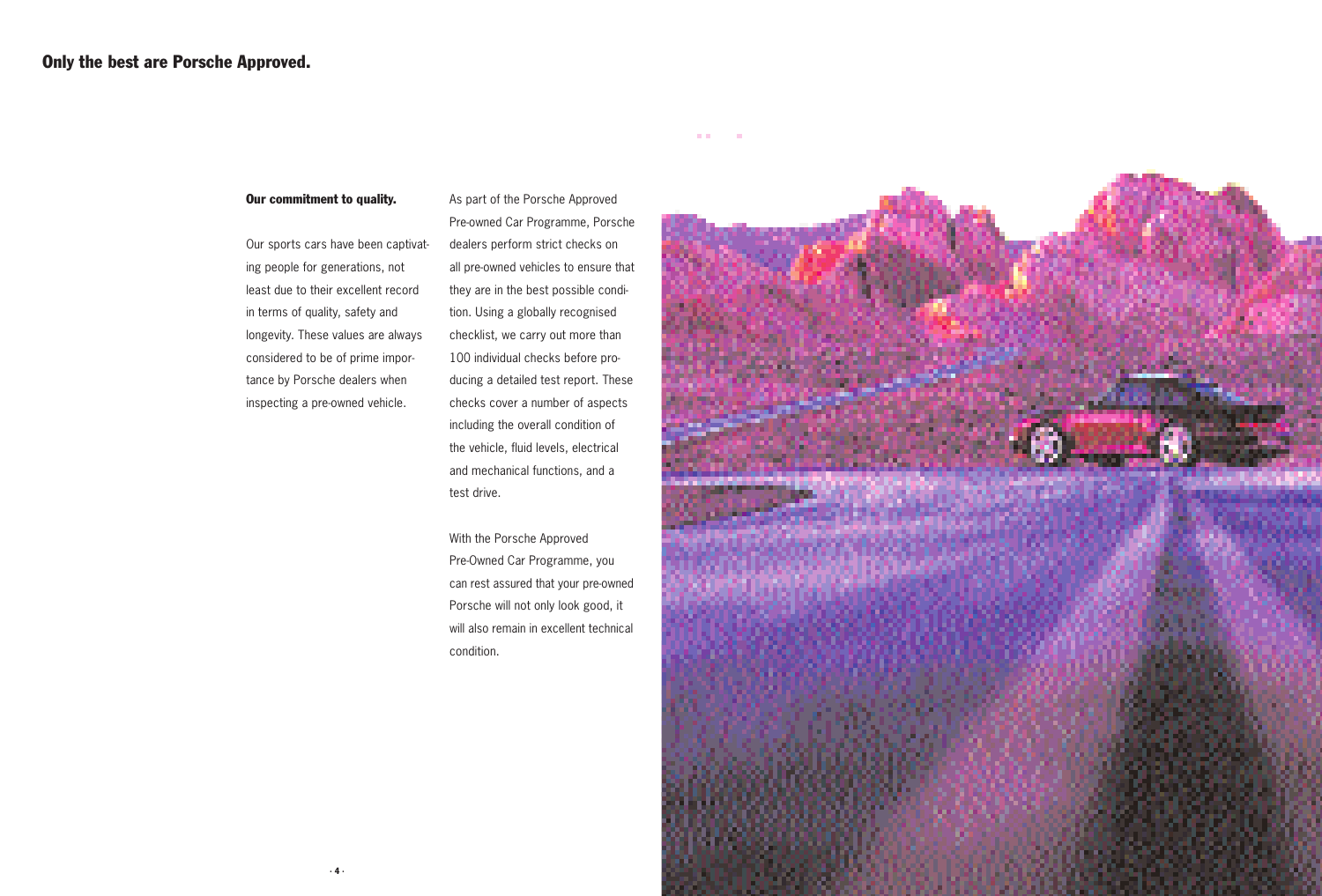# Only the best are Porsche Approved.

**Our commitment to quality.**

Our sports cars have been captivating people for generations, not least due to their excellent record in terms of quality, safety and longevity. These values are always considered to be of prime importance by Porsche dealers when inspecting a pre-owned vehicle.

As part of the Porsche Approved Pre-owned Car Programme, Porsche dealers perform strict checks on all pre-owned vehicles to ensure that they are in the best possible condition. Using a globally recognised checklist, we carry out more than 100 individual checks before producing a detailed test report. These checks cover a number of aspects including the overall condition of the vehicle, fluid levels, electrical and mechanical functions, and a test drive.

With the Porsche Approved Pre-Owned Car Programme, you can rest assured that your pre-owned Porsche will not only look good, it will also remain in excellent technical condition.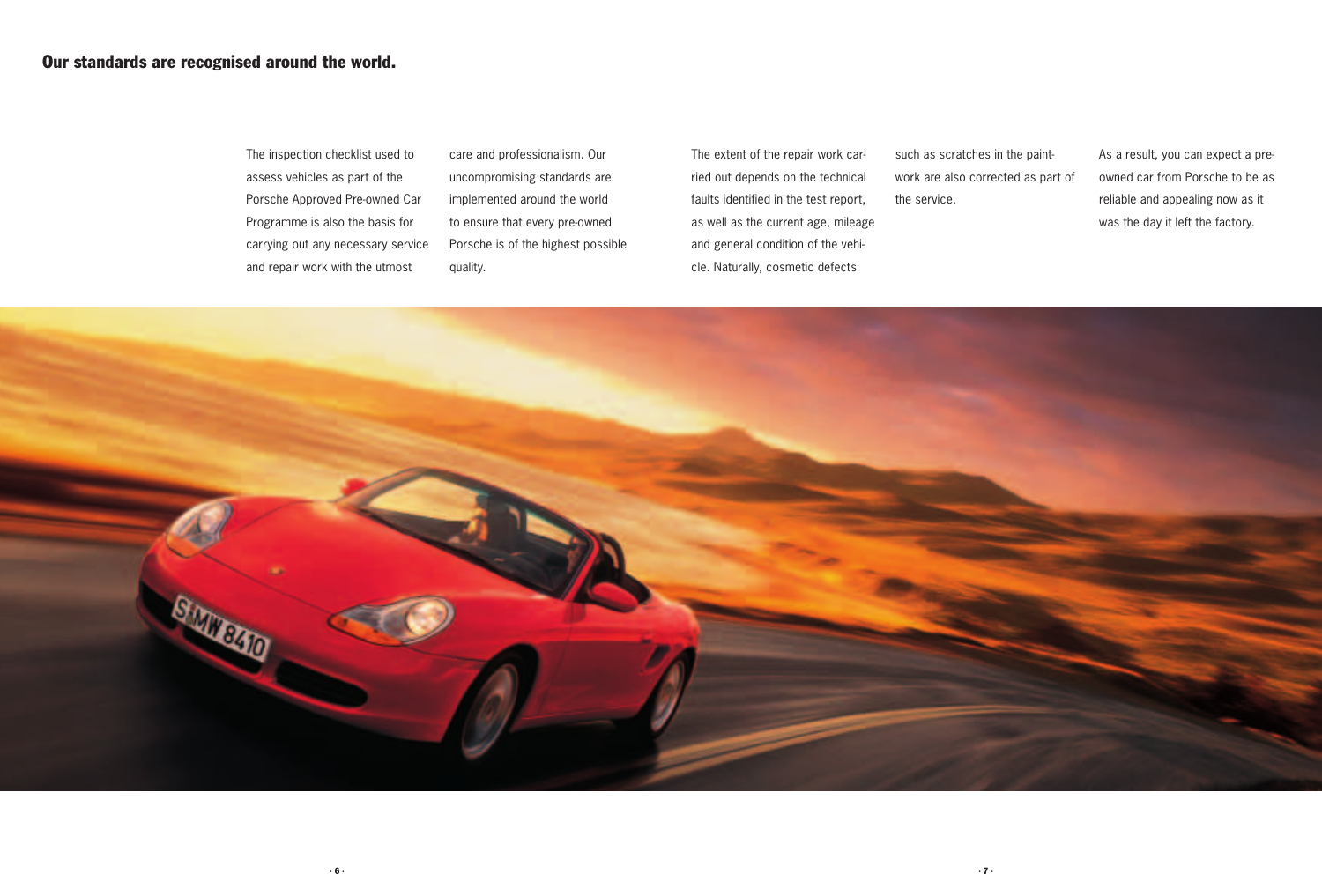## Our standards are recognised around the world.

The inspection checklist used to assess vehicles as part of the Porsche Approved Pre-owned Car Programme is also the basis for carrying out any necessary service and repair work with the utmost care and professionalism. Our uncompromising standards are implemented around the world to ensure that every pre-owned Porsche is of the highest possible quality.

The extent of the repair work carried out depends on the technical faults identified in the test report, as well as the current age, mileage and general condition of the vehicle. Naturally, cosmetic defects such as scratches in the paintwork are also corrected as part of the service.

As a result, you can expect a pre-owned car from Porsche to be as reliable and appealing now as it was the day it left the factory.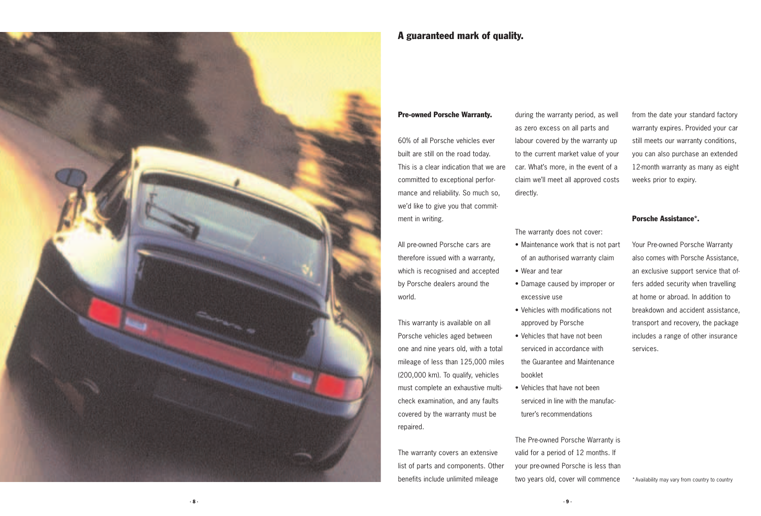# A guaranteed mark of quality.

## Pre-owned Porsche Warranty.

60% of all Porsche vehicles ever built are still on the road today. This is a clear indication that we are committed to exceptional performance and reliability. So much so, we'd like to give you that commitment in writing.

All pre-owned Porsche cars are therefore issued with a warranty, which is recognised and accepted by Porsche dealers around the world.

This warranty is available on all Porsche vehicles aged between one and nine years old, with a total mileage of less than 125,000 miles (200,000 km). To qualify, vehicles must complete an exhaustive multi-check examination, and any faults covered by the warranty must be repaired.

The warranty covers an extensive list of parts and components. Other benefits include unlimited mileage during the warranty period, as well as zero excess on all parts and labour covered by the warranty up to the current market value of your car. What's more, in the event of a claim we'll meet all approved costs directly.

The warranty does not cover:

- Maintenance work that is not part of an authorised warranty claim
- Wear and tear
- Damage caused by improper or excessive use
- Vehicles with modifications not approved by Porsche
- Vehicles that have not been serviced in accordance with the Guarantee and Maintenance booklet
- Vehicles that have not been serviced in line with the manufacturer's recommendations

The Pre-owned Porsche Warranty is valid for a period of 12 months. If your pre-owned Porsche is less than two years old, cover will commence from the date your standard factory warranty expires. Provided your car still meets our warranty conditions, you can also purchase an extended 12-month warranty as many as eight weeks prior to expiry.

## Porsche Assistance*.

Your Pre-owned Porsche Warranty also comes with Porsche Assistance, an exclusive support service that offers added security when travelling at home or abroad. In addition to breakdown and accident assistance, transport and recovery, the package includes a range of other insurance services.

* Availability may vary from country to country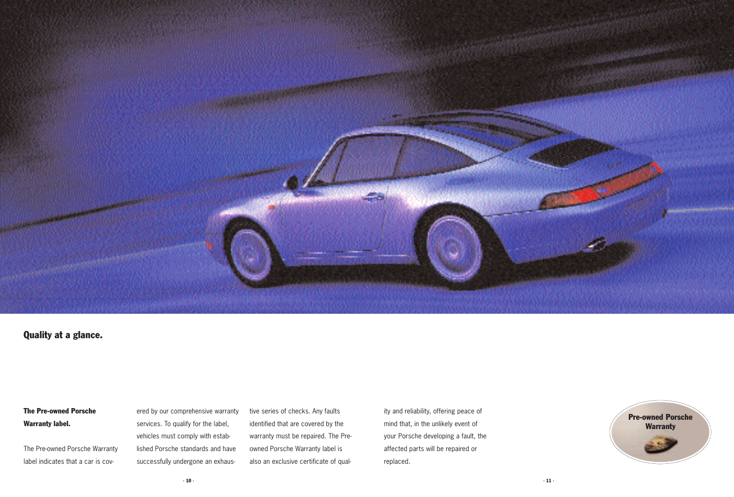## Quality at a glance.

### The Pre-owned Porsche Warranty label.

The Pre-owned Porsche Warranty label indicates that a car is covered by our comprehensive warranty services. To qualify for the label, vehicles must comply with established Porsche standards and have successfully undergone an exhaustive series of checks. Any faults identified that are covered by the warranty must be repaired. The Pre-owned Porsche Warranty label is also an exclusive certificate of quality and reliability, offering peace of mind that, in the unlikely event of your Porsche developing a fault, the affected parts will be repaired or replaced.

**Pre-owned Porsche Warranty**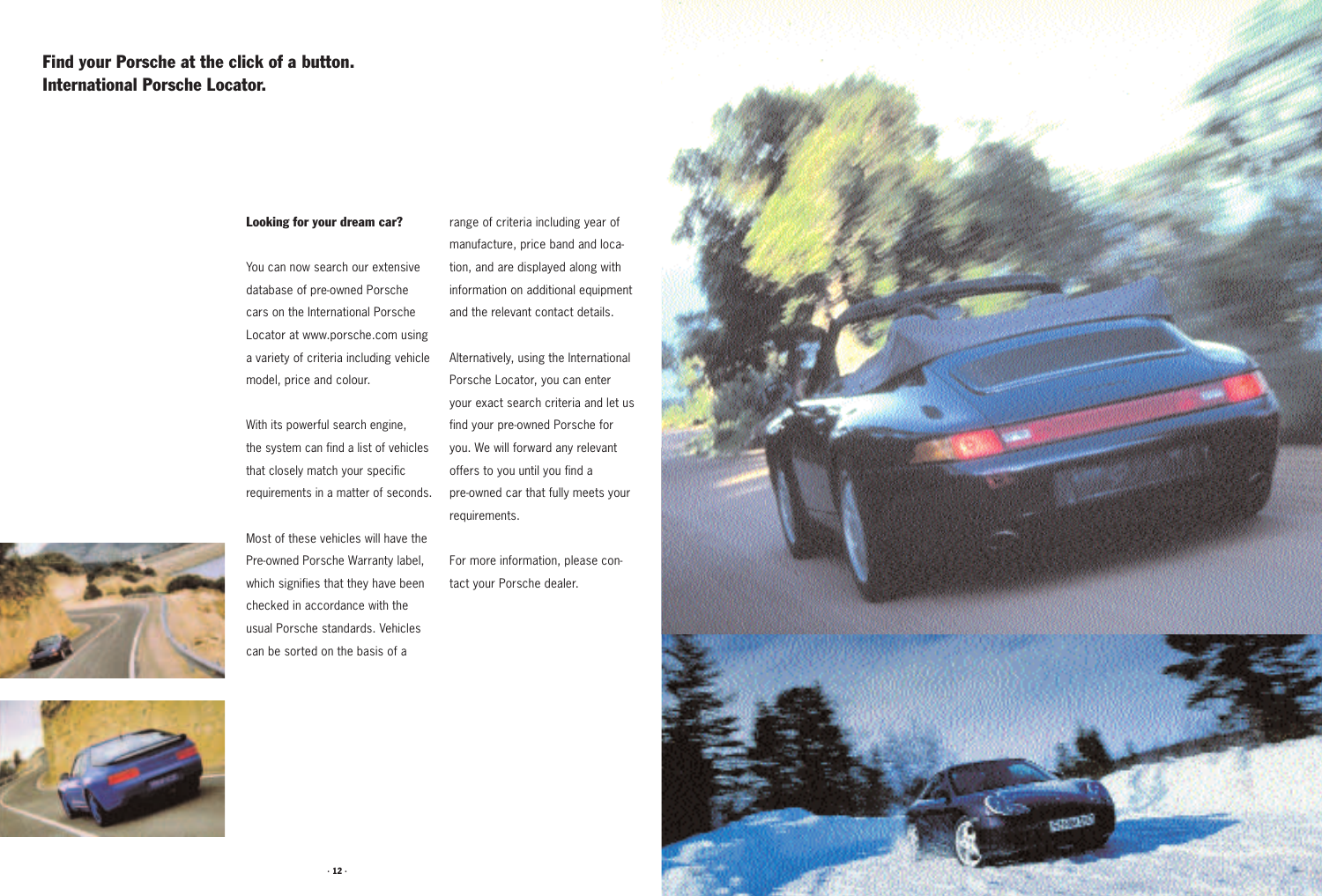## Find your Porsche at the click of a button.
## International Porsche Locator.

**Looking for your dream car?**

You can now search our extensive database of pre-owned Porsche cars on the International Porsche Locator at www.porsche.com using a variety of criteria including vehicle model, price and colour.

With its powerful search engine, the system can find a list of vehicles that closely match your specific requirements in a matter of seconds.

Most of these vehicles will have the Pre-owned Porsche Warranty label, which signifies that they have been checked in accordance with the usual Porsche standards. Vehicles can be sorted on the basis of a range of criteria including year of manufacture, price band and location, and are displayed along with information on additional equipment and the relevant contact details.

Alternatively, using the International Porsche Locator, you can enter your exact search criteria and let us find your pre-owned Porsche for you. We will forward any relevant offers to you until you find a pre-owned car that fully meets your requirements.

For more information, please contact your Porsche dealer.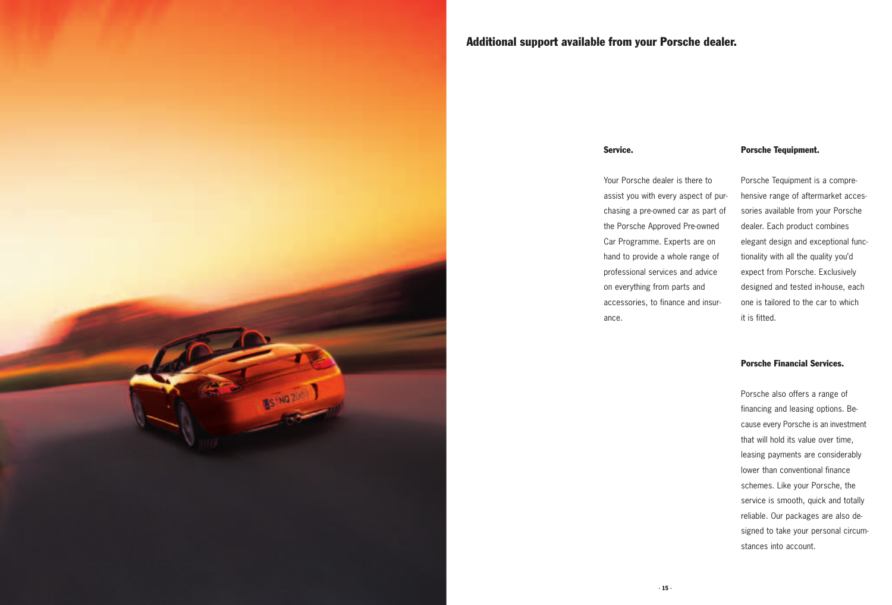## Additional support available from your Porsche dealer.

### Service.

Your Porsche dealer is there to assist you with every aspect of purchasing a pre-owned car as part of the Porsche Approved Pre-owned Car Programme. Experts are on hand to provide a whole range of professional services and advice on everything from parts and accessories, to finance and insurance.

### Porsche Tequipment.

Porsche Tequipment is a comprehensive range of aftermarket accessories available from your Porsche dealer. Each product combines elegant design and exceptional functionality with all the quality you'd expect from Porsche. Exclusively designed and tested in-house, each one is tailored to the car to which it is fitted.

### Porsche Financial Services.

Porsche also offers a range of financing and leasing options. Because every Porsche is an investment that will hold its value over time, leasing payments are considerably lower than conventional finance schemes. Like your Porsche, the service is smooth, quick and totally reliable. Our packages are also designed to take your personal circumstances into account.